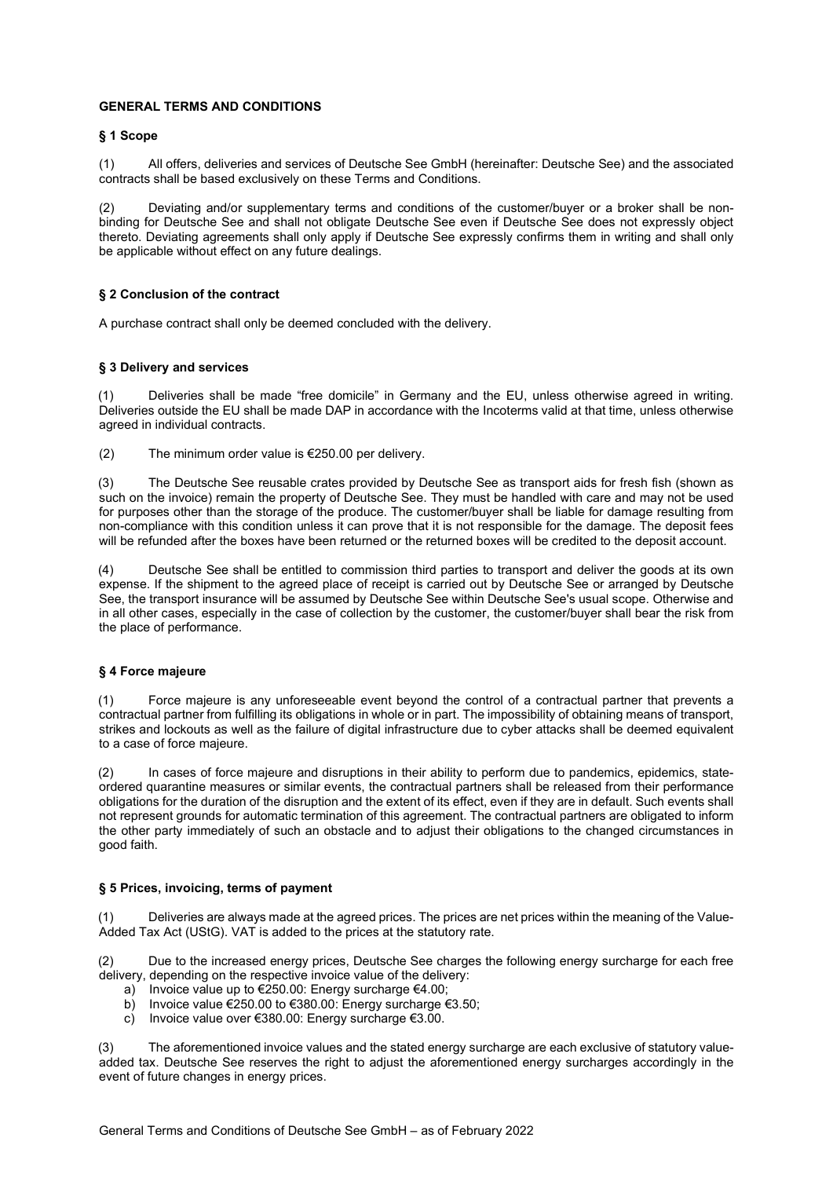# GENERAL TERMS AND CONDITIONS

## § 1 Scope

(1) All offers, deliveries and services of Deutsche See GmbH (hereinafter: Deutsche See) and the associated contracts shall be based exclusively on these Terms and Conditions.

(2) Deviating and/or supplementary terms and conditions of the customer/buyer or a broker shall be non-binding for Deutsche See and shall not obligate Deutsche See even if Deutsche See does not expressly object thereto. Deviating agreements shall only apply if Deutsche See expressly confirms them in writing and shall only be applicable without effect on any future dealings.

## § 2 Conclusion of the contract

A purchase contract shall only be deemed concluded with the delivery.

## § 3 Delivery and services

(1) Deliveries shall be made "free domicile" in Germany and the EU, unless otherwise agreed in writing. Deliveries outside the EU shall be made DAP in accordance with the Incoterms valid at that time, unless otherwise agreed in individual contracts.

(2) The minimum order value is €250.00 per delivery.

(3) The Deutsche See reusable crates provided by Deutsche See as transport aids for fresh fish (shown as such on the invoice) remain the property of Deutsche See. They must be handled with care and may not be used for purposes other than the storage of the produce. The customer/buyer shall be liable for damage resulting from non-compliance with this condition unless it can prove that it is not responsible for the damage. The deposit fees will be refunded after the boxes have been returned or the returned boxes will be credited to the deposit account.

(4) Deutsche See shall be entitled to commission third parties to transport and deliver the goods at its own expense. If the shipment to the agreed place of receipt is carried out by Deutsche See or arranged by Deutsche See, the transport insurance will be assumed by Deutsche See within Deutsche See's usual scope. Otherwise and in all other cases, especially in the case of collection by the customer, the customer/buyer shall bear the risk from the place of performance.

## § 4 Force majeure

(1) Force majeure is any unforeseeable event beyond the control of a contractual partner that prevents a contractual partner from fulfilling its obligations in whole or in part. The impossibility of obtaining means of transport, strikes and lockouts as well as the failure of digital infrastructure due to cyber attacks shall be deemed equivalent to a case of force majeure.

(2) In cases of force majeure and disruptions in their ability to perform due to pandemics, epidemics, state-ordered quarantine measures or similar events, the contractual partners shall be released from their performance obligations for the duration of the disruption and the extent of its effect, even if they are in default. Such events shall not represent grounds for automatic termination of this agreement. The contractual partners are obligated to inform the other party immediately of such an obstacle and to adjust their obligations to the changed circumstances in good faith.

## § 5 Prices, invoicing, terms of payment

(1) Deliveries are always made at the agreed prices. The prices are net prices within the meaning of the Value-Added Tax Act (UStG). VAT is added to the prices at the statutory rate.

(2) Due to the increased energy prices, Deutsche See charges the following energy surcharge for each free delivery, depending on the respective invoice value of the delivery:

a) Invoice value up to €250.00: Energy surcharge €4.00;
b) Invoice value €250.00 to €380.00: Energy surcharge €3.50;
c) Invoice value over €380.00: Energy surcharge €3.00.

(3) The aforementioned invoice values and the stated energy surcharge are each exclusive of statutory value-added tax. Deutsche See reserves the right to adjust the aforementioned energy surcharges accordingly in the event of future changes in energy prices.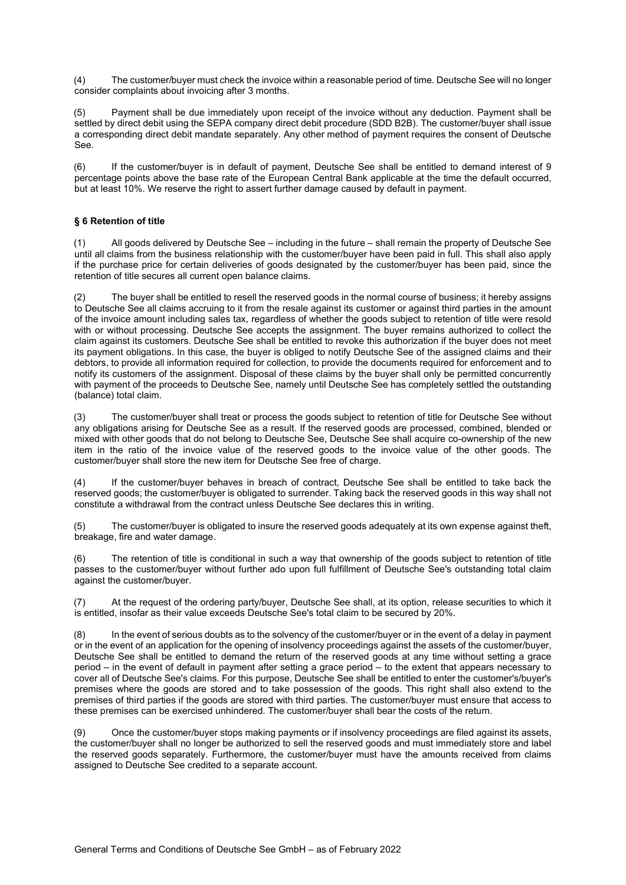(4) The customer/buyer must check the invoice within a reasonable period of time. Deutsche See will no longer consider complaints about invoicing after 3 months.

(5) Payment shall be due immediately upon receipt of the invoice without any deduction. Payment shall be settled by direct debit using the SEPA company direct debit procedure (SDD B2B). The customer/buyer shall issue a corresponding direct debit mandate separately. Any other method of payment requires the consent of Deutsche See.

(6) If the customer/buyer is in default of payment, Deutsche See shall be entitled to demand interest of 9 percentage points above the base rate of the European Central Bank applicable at the time the default occurred, but at least 10%. We reserve the right to assert further damage caused by default in payment.

### § 6 Retention of title

(1) All goods delivered by Deutsche See – including in the future – shall remain the property of Deutsche See until all claims from the business relationship with the customer/buyer have been paid in full. This shall also apply if the purchase price for certain deliveries of goods designated by the customer/buyer has been paid, since the retention of title secures all current open balance claims.

(2) The buyer shall be entitled to resell the reserved goods in the normal course of business; it hereby assigns to Deutsche See all claims accruing to it from the resale against its customer or against third parties in the amount of the invoice amount including sales tax, regardless of whether the goods subject to retention of title were resold with or without processing. Deutsche See accepts the assignment. The buyer remains authorized to collect the claim against its customers. Deutsche See shall be entitled to revoke this authorization if the buyer does not meet its payment obligations. In this case, the buyer is obliged to notify Deutsche See of the assigned claims and their debtors, to provide all information required for collection, to provide the documents required for enforcement and to notify its customers of the assignment. Disposal of these claims by the buyer shall only be permitted concurrently with payment of the proceeds to Deutsche See, namely until Deutsche See has completely settled the outstanding (balance) total claim.

(3) The customer/buyer shall treat or process the goods subject to retention of title for Deutsche See without any obligations arising for Deutsche See as a result. If the reserved goods are processed, combined, blended or mixed with other goods that do not belong to Deutsche See, Deutsche See shall acquire co-ownership of the new item in the ratio of the invoice value of the reserved goods to the invoice value of the other goods. The customer/buyer shall store the new item for Deutsche See free of charge.

(4) If the customer/buyer behaves in breach of contract, Deutsche See shall be entitled to take back the reserved goods; the customer/buyer is obligated to surrender. Taking back the reserved goods in this way shall not constitute a withdrawal from the contract unless Deutsche See declares this in writing.

(5) The customer/buyer is obligated to insure the reserved goods adequately at its own expense against theft, breakage, fire and water damage.

(6) The retention of title is conditional in such a way that ownership of the goods subject to retention of title passes to the customer/buyer without further ado upon full fulfillment of Deutsche See's outstanding total claim against the customer/buyer.

(7) At the request of the ordering party/buyer, Deutsche See shall, at its option, release securities to which it is entitled, insofar as their value exceeds Deutsche See's total claim to be secured by 20%.

(8) In the event of serious doubts as to the solvency of the customer/buyer or in the event of a delay in payment or in the event of an application for the opening of insolvency proceedings against the assets of the customer/buyer, Deutsche See shall be entitled to demand the return of the reserved goods at any time without setting a grace period – in the event of default in payment after setting a grace period – to the extent that appears necessary to cover all of Deutsche See's claims. For this purpose, Deutsche See shall be entitled to enter the customer's/buyer's premises where the goods are stored and to take possession of the goods. This right shall also extend to the premises of third parties if the goods are stored with third parties. The customer/buyer must ensure that access to these premises can be exercised unhindered. The customer/buyer shall bear the costs of the return.

(9) Once the customer/buyer stops making payments or if insolvency proceedings are filed against its assets, the customer/buyer shall no longer be authorized to sell the reserved goods and must immediately store and label the reserved goods separately. Furthermore, the customer/buyer must have the amounts received from claims assigned to Deutsche See credited to a separate account.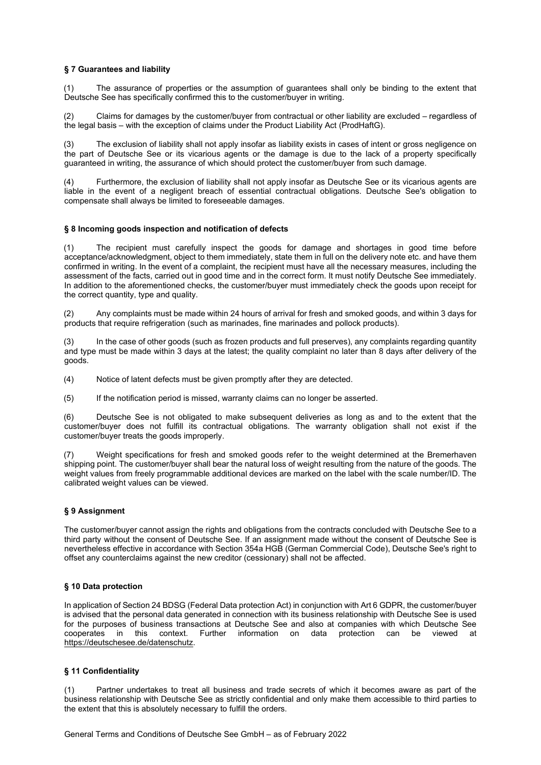## § 7 Guarantees and liability

(1) The assurance of properties or the assumption of guarantees shall only be binding to the extent that Deutsche See has specifically confirmed this to the customer/buyer in writing.

(2) Claims for damages by the customer/buyer from contractual or other liability are excluded – regardless of the legal basis – with the exception of claims under the Product Liability Act (ProdHaftG).

(3) The exclusion of liability shall not apply insofar as liability exists in cases of intent or gross negligence on the part of Deutsche See or its vicarious agents or the damage is due to the lack of a property specifically guaranteed in writing, the assurance of which should protect the customer/buyer from such damage.

(4) Furthermore, the exclusion of liability shall not apply insofar as Deutsche See or its vicarious agents are liable in the event of a negligent breach of essential contractual obligations. Deutsche See's obligation to compensate shall always be limited to foreseeable damages.

## § 8 Incoming goods inspection and notification of defects

(1) The recipient must carefully inspect the goods for damage and shortages in good time before acceptance/acknowledgment, object to them immediately, state them in full on the delivery note etc. and have them confirmed in writing. In the event of a complaint, the recipient must have all the necessary measures, including the assessment of the facts, carried out in good time and in the correct form. It must notify Deutsche See immediately. In addition to the aforementioned checks, the customer/buyer must immediately check the goods upon receipt for the correct quantity, type and quality.

(2) Any complaints must be made within 24 hours of arrival for fresh and smoked goods, and within 3 days for products that require refrigeration (such as marinades, fine marinades and pollock products).

(3) In the case of other goods (such as frozen products and full preserves), any complaints regarding quantity and type must be made within 3 days at the latest; the quality complaint no later than 8 days after delivery of the goods.

(4) Notice of latent defects must be given promptly after they are detected.

(5) If the notification period is missed, warranty claims can no longer be asserted.

(6) Deutsche See is not obligated to make subsequent deliveries as long as and to the extent that the customer/buyer does not fulfill its contractual obligations. The warranty obligation shall not exist if the customer/buyer treats the goods improperly.

(7) Weight specifications for fresh and smoked goods refer to the weight determined at the Bremerhaven shipping point. The customer/buyer shall bear the natural loss of weight resulting from the nature of the goods. The weight values from freely programmable additional devices are marked on the label with the scale number/ID. The calibrated weight values can be viewed.

## § 9 Assignment

The customer/buyer cannot assign the rights and obligations from the contracts concluded with Deutsche See to a third party without the consent of Deutsche See. If an assignment made without the consent of Deutsche See is nevertheless effective in accordance with Section 354a HGB (German Commercial Code), Deutsche See's right to offset any counterclaims against the new creditor (cessionary) shall not be affected.

## § 10 Data protection

In application of Section 24 BDSG (Federal Data protection Act) in conjunction with Art 6 GDPR, the customer/buyer is advised that the personal data generated in connection with its business relationship with Deutsche See is used for the purposes of business transactions at Deutsche See and also at companies with which Deutsche See cooperates in this context. Further information on data protection can be viewed at https://deutschesee.de/datenschutz.

## § 11 Confidentiality

(1) Partner undertakes to treat all business and trade secrets of which it becomes aware as part of the business relationship with Deutsche See as strictly confidential and only make them accessible to third parties to the extent that this is absolutely necessary to fulfill the orders.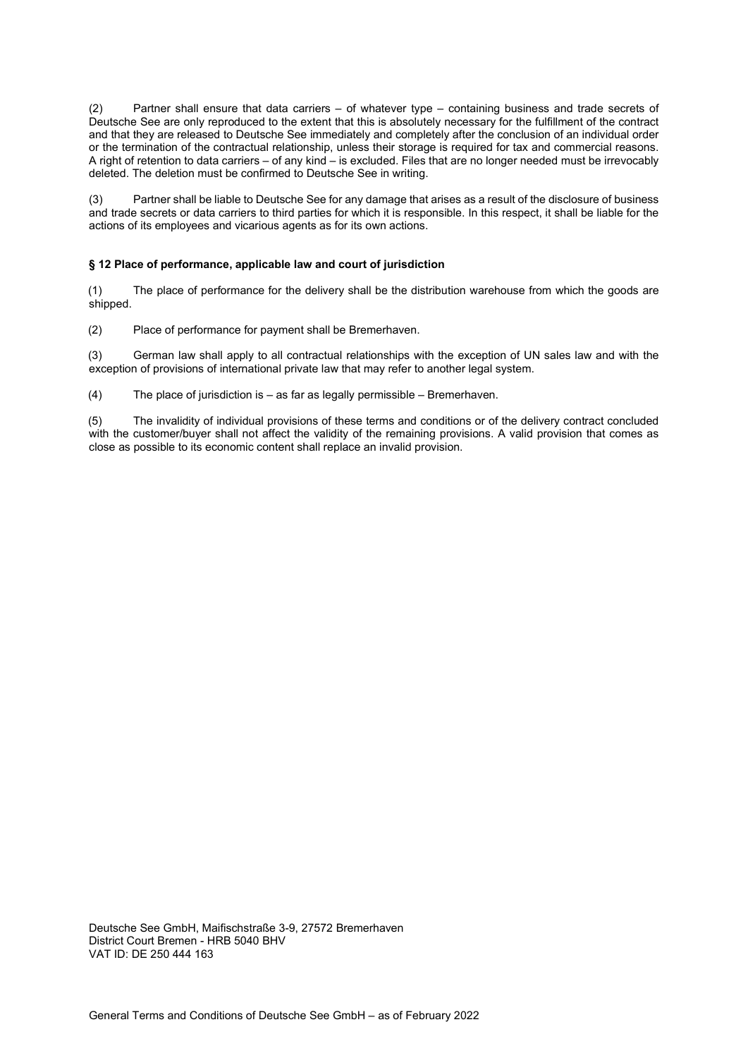(2) Partner shall ensure that data carriers – of whatever type – containing business and trade secrets of Deutsche See are only reproduced to the extent that this is absolutely necessary for the fulfillment of the contract and that they are released to Deutsche See immediately and completely after the conclusion of an individual order or the termination of the contractual relationship, unless their storage is required for tax and commercial reasons. A right of retention to data carriers – of any kind – is excluded. Files that are no longer needed must be irrevocably deleted. The deletion must be confirmed to Deutsche See in writing.

(3) Partner shall be liable to Deutsche See for any damage that arises as a result of the disclosure of business and trade secrets or data carriers to third parties for which it is responsible. In this respect, it shall be liable for the actions of its employees and vicarious agents as for its own actions.

### § 12 Place of performance, applicable law and court of jurisdiction

(1) The place of performance for the delivery shall be the distribution warehouse from which the goods are shipped.

(2) Place of performance for payment shall be Bremerhaven.

(3) German law shall apply to all contractual relationships with the exception of UN sales law and with the exception of provisions of international private law that may refer to another legal system.

(4) The place of jurisdiction is – as far as legally permissible – Bremerhaven.

(5) The invalidity of individual provisions of these terms and conditions or of the delivery contract concluded with the customer/buyer shall not affect the validity of the remaining provisions. A valid provision that comes as close as possible to its economic content shall replace an invalid provision.

Deutsche See GmbH, Maifischstraße 3-9, 27572 Bremerhaven
District Court Bremen - HRB 5040 BHV
VAT ID: DE 250 444 163